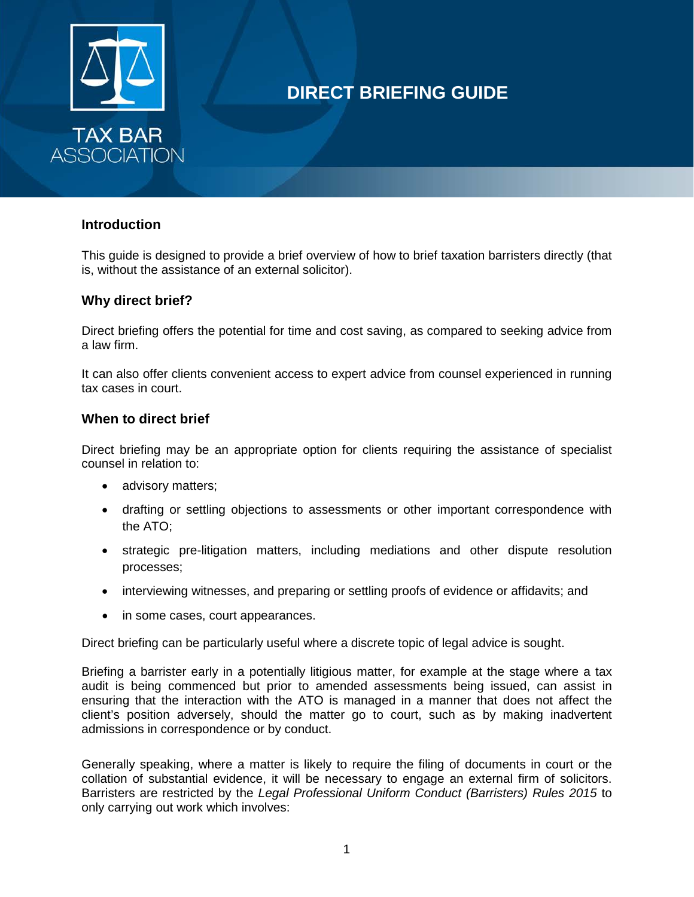TAX BAR ASSOCIATION

# DIRECT BRIEFING GUIDE

## Introduction

This guide is designed to provide a brief overview of how to brief taxation barristers directly (that is, without the assistance of an external solicitor).

## Why direct brief?

Direct briefing offers the potential for time and cost saving, as compared to seeking advice from a law firm.

It can also offer clients convenient access to expert advice from counsel experienced in running tax cases in court.

## When to direct brief

Direct briefing may be an appropriate option for clients requiring the assistance of specialist counsel in relation to:

- advisory matters;
- drafting or settling objections to assessments or other important correspondence with the ATO;
- strategic pre-litigation matters, including mediations and other dispute resolution processes;
- interviewing witnesses, and preparing or settling proofs of evidence or affidavits; and
- in some cases, court appearances.

Direct briefing can be particularly useful where a discrete topic of legal advice is sought.

Briefing a barrister early in a potentially litigious matter, for example at the stage where a tax audit is being commenced but prior to amended assessments being issued, can assist in ensuring that the interaction with the ATO is managed in a manner that does not affect the client's position adversely, should the matter go to court, such as by making inadvertent admissions in correspondence or by conduct.

Generally speaking, where a matter is likely to require the filing of documents in court or the collation of substantial evidence, it will be necessary to engage an external firm of solicitors. Barristers are restricted by the *Legal Professional Uniform Conduct (Barristers) Rules 2015* to only carrying out work which involves: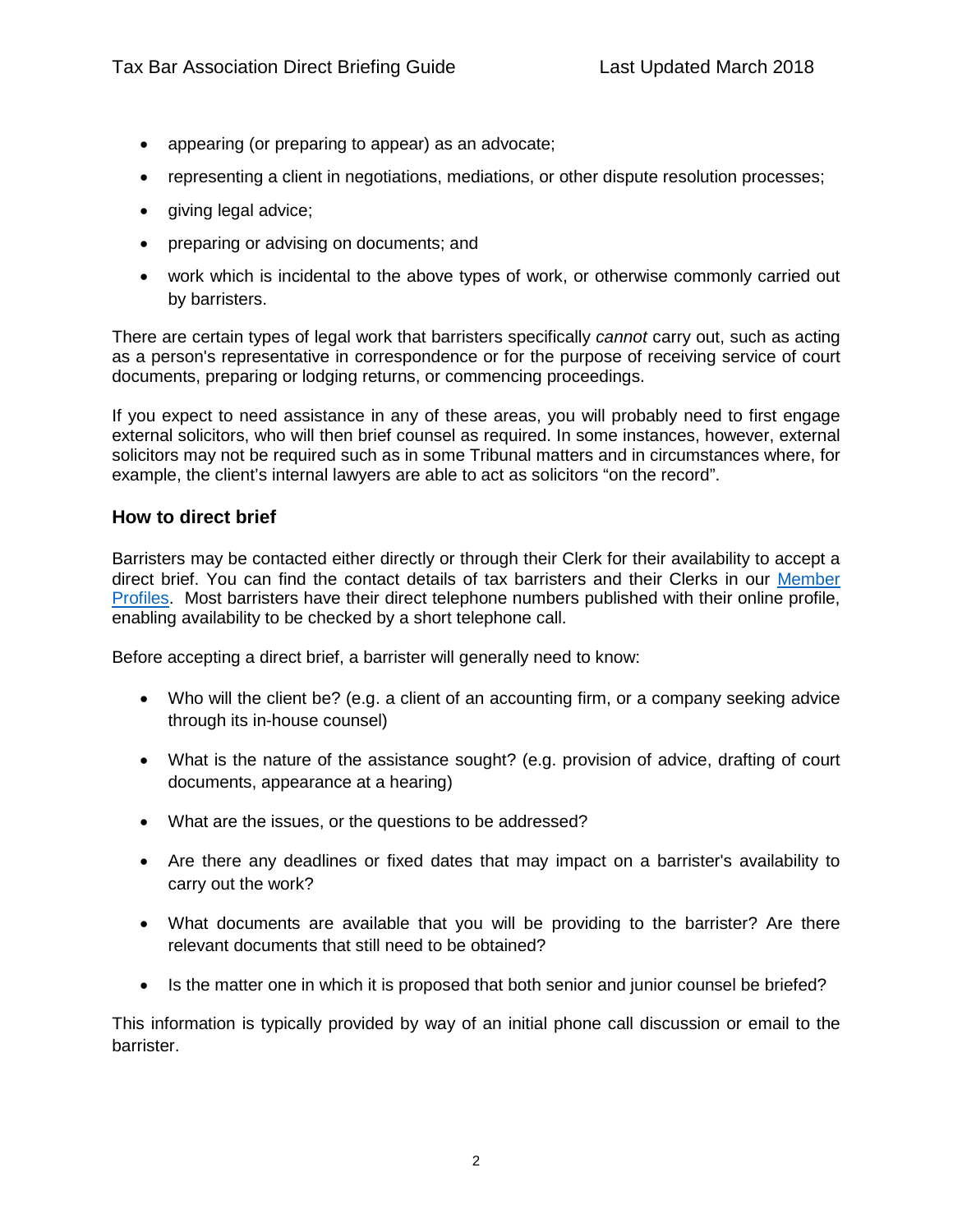- appearing (or preparing to appear) as an advocate;
- representing a client in negotiations, mediations, or other dispute resolution processes;
- giving legal advice;
- preparing or advising on documents; and
- work which is incidental to the above types of work, or otherwise commonly carried out by barristers.

There are certain types of legal work that barristers specifically *cannot* carry out, such as acting as a person's representative in correspondence or for the purpose of receiving service of court documents, preparing or lodging returns, or commencing proceedings.

If you expect to need assistance in any of these areas, you will probably need to first engage external solicitors, who will then brief counsel as required. In some instances, however, external solicitors may not be required such as in some Tribunal matters and in circumstances where, for example, the client's internal lawyers are able to act as solicitors "on the record".

### How to direct brief

Barristers may be contacted either directly or through their Clerk for their availability to accept a direct brief. You can find the contact details of tax barristers and their Clerks in our [Member Profiles](). Most barristers have their direct telephone numbers published with their online profile, enabling availability to be checked by a short telephone call.

Before accepting a direct brief, a barrister will generally need to know:

- Who will the client be? (e.g. a client of an accounting firm, or a company seeking advice through its in-house counsel)
- What is the nature of the assistance sought? (e.g. provision of advice, drafting of court documents, appearance at a hearing)
- What are the issues, or the questions to be addressed?
- Are there any deadlines or fixed dates that may impact on a barrister's availability to carry out the work?
- What documents are available that you will be providing to the barrister? Are there relevant documents that still need to be obtained?
- Is the matter one in which it is proposed that both senior and junior counsel be briefed?

This information is typically provided by way of an initial phone call discussion or email to the barrister.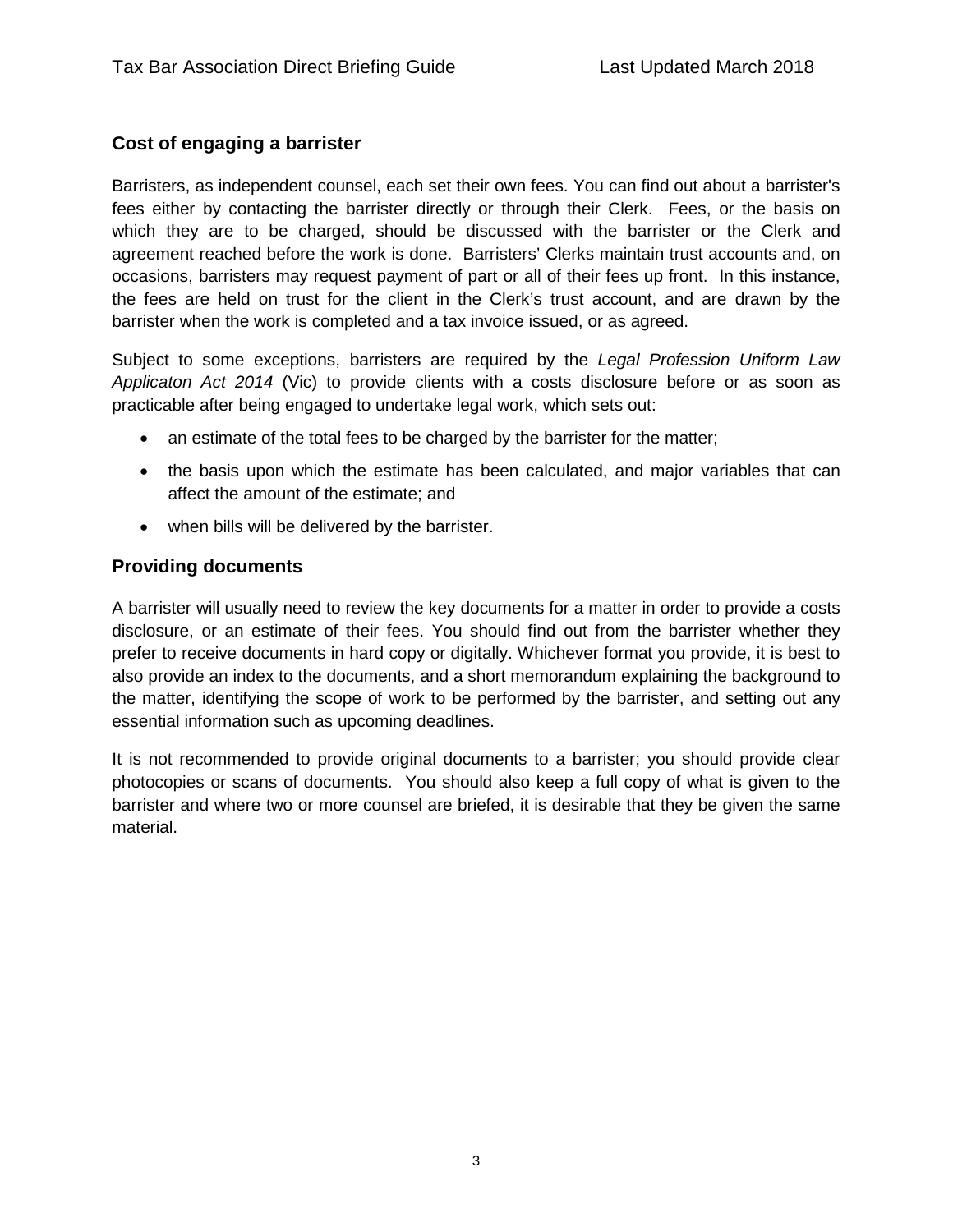## Cost of engaging a barrister

Barristers, as independent counsel, each set their own fees. You can find out about a barrister's fees either by contacting the barrister directly or through their Clerk. Fees, or the basis on which they are to be charged, should be discussed with the barrister or the Clerk and agreement reached before the work is done. Barristers' Clerks maintain trust accounts and, on occasions, barristers may request payment of part or all of their fees up front. In this instance, the fees are held on trust for the client in the Clerk's trust account, and are drawn by the barrister when the work is completed and a tax invoice issued, or as agreed.

Subject to some exceptions, barristers are required by the *Legal Profession Uniform Law Applicaton Act 2014* (Vic) to provide clients with a costs disclosure before or as soon as practicable after being engaged to undertake legal work, which sets out:

- an estimate of the total fees to be charged by the barrister for the matter;
- the basis upon which the estimate has been calculated, and major variables that can affect the amount of the estimate; and
- when bills will be delivered by the barrister.

## Providing documents

A barrister will usually need to review the key documents for a matter in order to provide a costs disclosure, or an estimate of their fees. You should find out from the barrister whether they prefer to receive documents in hard copy or digitally. Whichever format you provide, it is best to also provide an index to the documents, and a short memorandum explaining the background to the matter, identifying the scope of work to be performed by the barrister, and setting out any essential information such as upcoming deadlines.

It is not recommended to provide original documents to a barrister; you should provide clear photocopies or scans of documents. You should also keep a full copy of what is given to the barrister and where two or more counsel are briefed, it is desirable that they be given the same material.